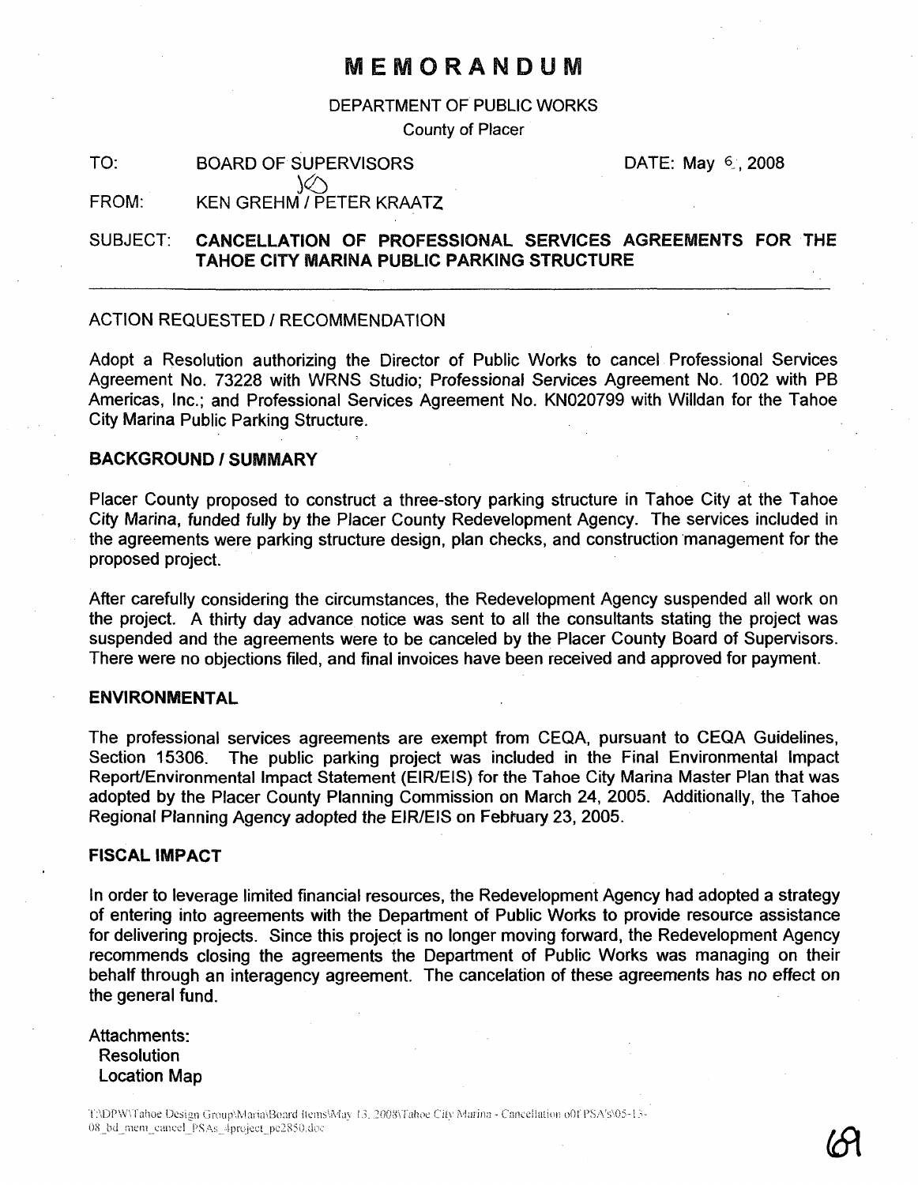# MEMORANDUM

DEPARTMENT OF PUBLIC WORKS

County of Placer

TO: BOARD OF SUPERVISORS DATE: May 6, 2008

FROM: KEN GREHM / PETER KRAATZ

SUBJECT: **CANCELLATION OF PROFESSIONAL SERVICES AGREEMENTS FOR THE TAHOE CITY MARINA PUBLIC PARKING STRUCTURE**

---

ACTION REQUESTED / RECOMMENDATION

Adopt a Resolution authorizing the Director of Public Works to cancel Professional Services Agreement No. 73228 with WRNS Studio; Professional Services Agreement No. 1002 with PB Americas, Inc.; and Professional Services Agreement No. KN020799 with Willdan for the Tahoe City Marina Public Parking Structure.

**BACKGROUND / SUMMARY**

Placer County proposed to construct a three-story parking structure in Tahoe City at the Tahoe City Marina, funded fully by the Placer County Redevelopment Agency. The services included in the agreements were parking structure design, plan checks, and construction management for the proposed project.

After carefully considering the circumstances, the Redevelopment Agency suspended all work on the project. A thirty day advance notice was sent to all the consultants stating the project was suspended and the agreements were to be canceled by the Placer County Board of Supervisors. There were no objections filed, and final invoices have been received and approved for payment.

**ENVIRONMENTAL**

The professional services agreements are exempt from CEQA, pursuant to CEQA Guidelines, Section 15306. The public parking project was included in the Final Environmental Impact Report/Environmental Impact Statement (EIR/EIS) for the Tahoe City Marina Master Plan that was adopted by the Placer County Planning Commission on March 24, 2005. Additionally, the Tahoe Regional Planning Agency adopted the EIR/EIS on February 23, 2005.

**FISCAL IMPACT**

In order to leverage limited financial resources, the Redevelopment Agency had adopted a strategy of entering into agreements with the Department of Public Works to provide resource assistance for delivering projects. Since this project is no longer moving forward, the Redevelopment Agency recommends closing the agreements the Department of Public Works was managing on their behalf through an interagency agreement. The cancelation of these agreements has no effect on the general fund.

Attachments:
- Resolution
- Location Map

T:\DPW\Tahoe Design Group\Maria\Board Items\May 13, 2008\Tahoe City Marina - Cancellation of PSA's\05-13-08_bd_mem_cancel_PSAs_4project_pc2850.doc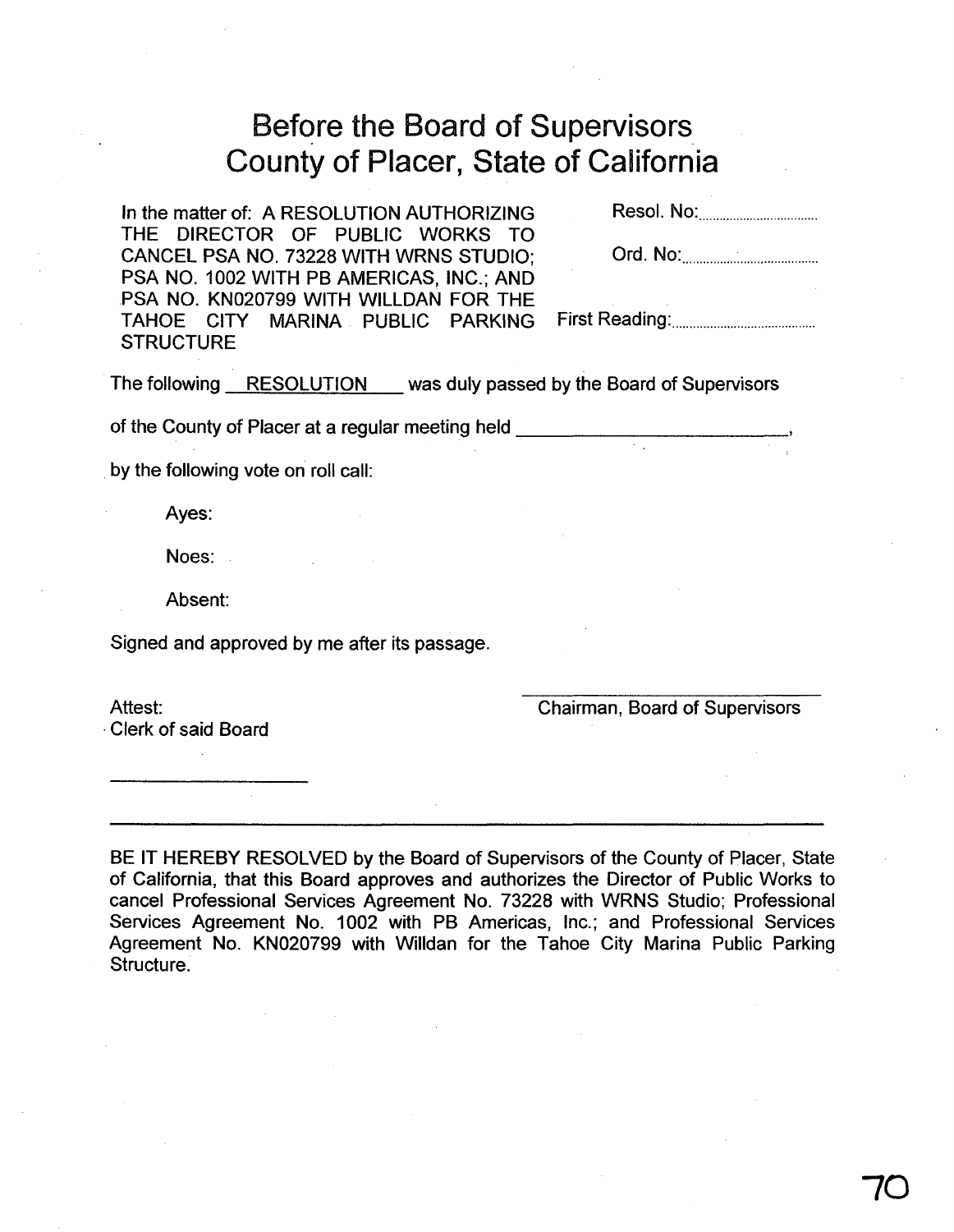# Before the Board of Supervisors
# County of Placer, State of California

In the matter of: A RESOLUTION AUTHORIZING THE DIRECTOR OF PUBLIC WORKS TO CANCEL PSA NO. 73228 WITH WRNS STUDIO; PSA NO. 1002 WITH PB AMERICAS, INC.; AND PSA NO. KN020799 WITH WILLDAN FOR THE TAHOE CITY MARINA PUBLIC PARKING STRUCTURE

Resol. No:..............................

Ord. No:..............................

First Reading:..............................

The following RESOLUTION was duly passed by the Board of Supervisors of the County of Placer at a regular meeting held ______________________________,

by the following vote on roll call:

Ayes:

Noes:

Absent:

Signed and approved by me after its passage.

Attest:
Clerk of said Board

______________________

______________________________
Chairman, Board of Supervisors

---

BE IT HEREBY RESOLVED by the Board of Supervisors of the County of Placer, State of California, that this Board approves and authorizes the Director of Public Works to cancel Professional Services Agreement No. 73228 with WRNS Studio; Professional Services Agreement No. 1002 with PB Americas, Inc.; and Professional Services Agreement No. KN020799 with Willdan for the Tahoe City Marina Public Parking Structure.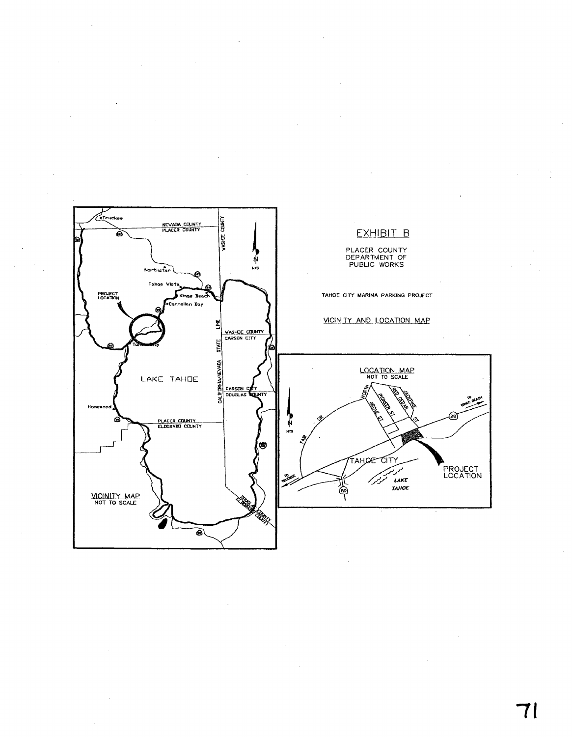# EXHIBIT B

PLACER COUNTY
DEPARTMENT OF
PUBLIC WORKS

TAHOE CITY MARINA PARKING PROJECT

VICINITY AND LOCATION MAP

Truckee
NEVADA COUNTY
PLACER COUNTY
WASHOE COUNTY
Northstar
Tahoe Vista
Kings Beach
Carnelian Bay
PROJECT LOCATION
Tahoe City
LAKE TAHOE
CALIFORNIA/NEVADA STATE LINE
WASHOE COUNTY
CARSON CITY
CARSON CITY
DOUGLAS COUNTY
Homewood
PLACER COUNTY
ELDORADO COUNTY
DOUGLAS COUNTY
ELDORADO COUNTY
NTS

VICINITY MAP
NOT TO SCALE

LOCATION MAP
NOT TO SCALE

FAIR DR
NORTH GROVE ST
PIONEER ST
RED CEDAR
JACKPINE ST
TO KINGS BEACH
28
TO TRUCKEE
89
TAHOE CITY
LAKE TAHOE
PROJECT LOCATION
NTS